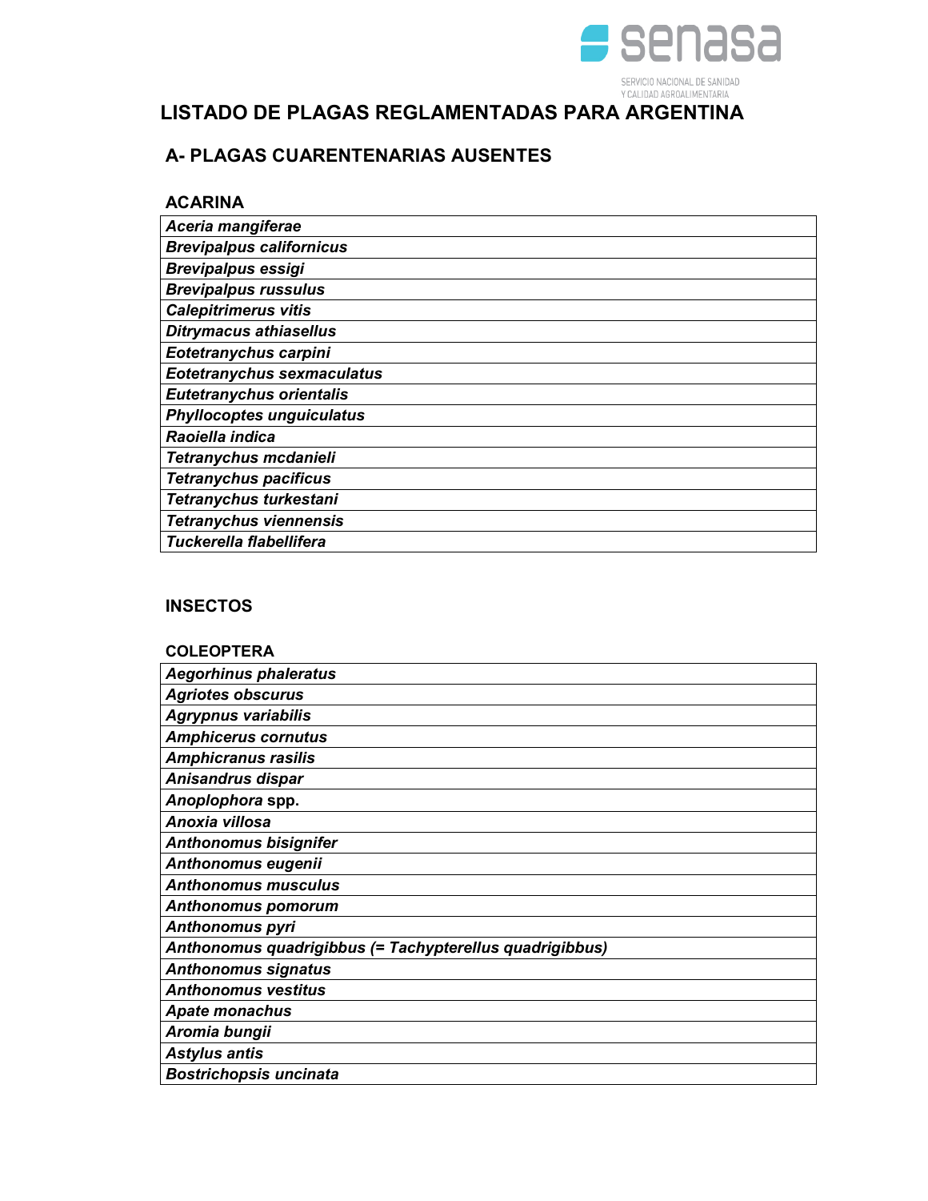# LISTADO DE PLAGAS REGLAMENTADAS PARA ARGENTINA

## A- PLAGAS CUARENTENARIAS AUSENTES

### ACARINA

| |
|---|
| ***Aceria mangiferae*** |
| ***Brevipalpus californicus*** |
| ***Brevipalpus essigi*** |
| ***Brevipalpus russulus*** |
| ***Calepitrimerus vitis*** |
| ***Ditrymacus athiasellus*** |
| ***Eotetranychus carpini*** |
| ***Eotetranychus sexmaculatus*** |
| ***Eutetranychus orientalis*** |
| ***Phyllocoptes unguiculatus*** |
| ***Raoiella indica*** |
| ***Tetranychus mcdanieli*** |
| ***Tetranychus pacificus*** |
| ***Tetranychus turkestani*** |
| ***Tetranychus viennensis*** |
| ***Tuckerella flabellifera*** |

### INSECTOS

### COLEOPTERA

| |
|---|
| ***Aegorhinus phaleratus*** |
| ***Agriotes obscurus*** |
| ***Agrypnus variabilis*** |
| ***Amphicerus cornutus*** |
| ***Amphicranus rasilis*** |
| ***Anisandrus dispar*** |
| ***Anoplophora* spp.** |
| ***Anoxia villosa*** |
| ***Anthonomus bisignifer*** |
| ***Anthonomus eugenii*** |
| ***Anthonomus musculus*** |
| ***Anthonomus pomorum*** |
| ***Anthonomus pyri*** |
| ***Anthonomus quadrigibbus (= Tachypterellus quadrigibbus)*** |
| ***Anthonomus signatus*** |
| ***Anthonomus vestitus*** |
| ***Apate monachus*** |
| ***Aromia bungii*** |
| ***Astylus antis*** |
| ***Bostrichopsis uncinata*** |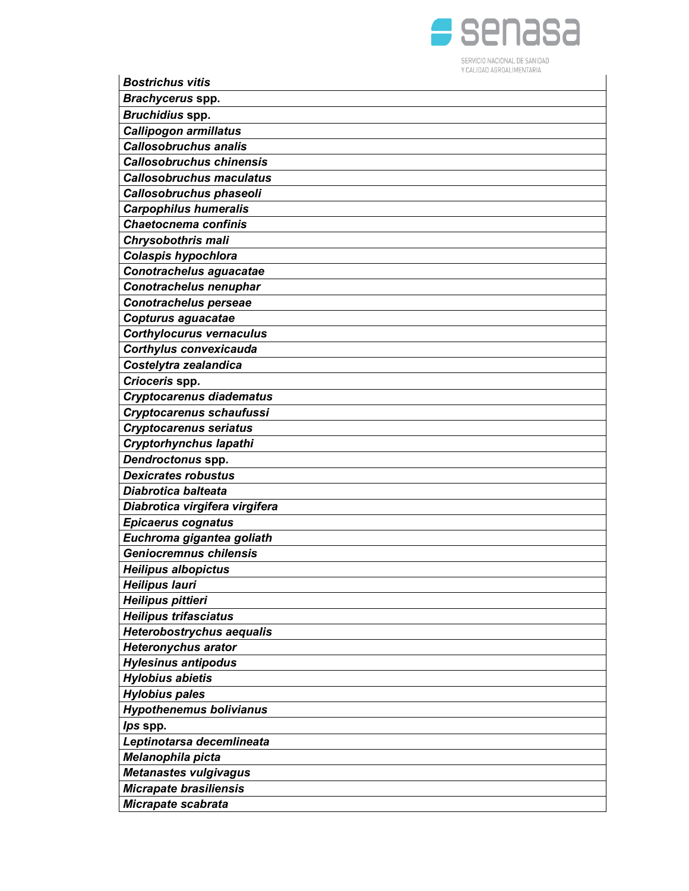| |
|---|
| ***Bostrichus vitis*** |
| ***Brachycerus* spp.** |
| ***Bruchidius* spp.** |
| ***Callipogon armillatus*** |
| ***Callosobruchus analis*** |
| ***Callosobruchus chinensis*** |
| ***Callosobruchus maculatus*** |
| ***Callosobruchus phaseoli*** |
| ***Carpophilus humeralis*** |
| ***Chaetocnema confinis*** |
| ***Chrysobothris mali*** |
| ***Colaspis hypochlora*** |
| ***Conotrachelus aguacatae*** |
| ***Conotrachelus nenuphar*** |
| ***Conotrachelus perseae*** |
| ***Copturus aguacatae*** |
| ***Corthylocurus vernaculus*** |
| ***Corthylus convexicauda*** |
| ***Costelytra zealandica*** |
| ***Crioceris* spp.** |
| ***Cryptocarenus diadematus*** |
| ***Cryptocarenus schaufussi*** |
| ***Cryptocarenus seriatus*** |
| ***Cryptorhynchus lapathi*** |
| ***Dendroctonus* spp.** |
| ***Dexicrates robustus*** |
| ***Diabrotica balteata*** |
| ***Diabrotica virgifera virgifera*** |
| ***Epicaerus cognatus*** |
| ***Euchroma gigantea goliath*** |
| ***Geniocremnus chilensis*** |
| ***Heilipus albopictus*** |
| ***Heilipus lauri*** |
| ***Heilipus pittieri*** |
| ***Heilipus trifasciatus*** |
| ***Heterobostrychus aequalis*** |
| ***Heteronychus arator*** |
| ***Hylesinus antipodus*** |
| ***Hylobius abietis*** |
| ***Hylobius pales*** |
| ***Hypothenemus bolivianus*** |
| ***Ips* spp.** |
| ***Leptinotarsa decemlineata*** |
| ***Melanophila picta*** |
| ***Metanastes vulgivagus*** |
| ***Micrapate brasiliensis*** |
| ***Micrapate scabrata*** |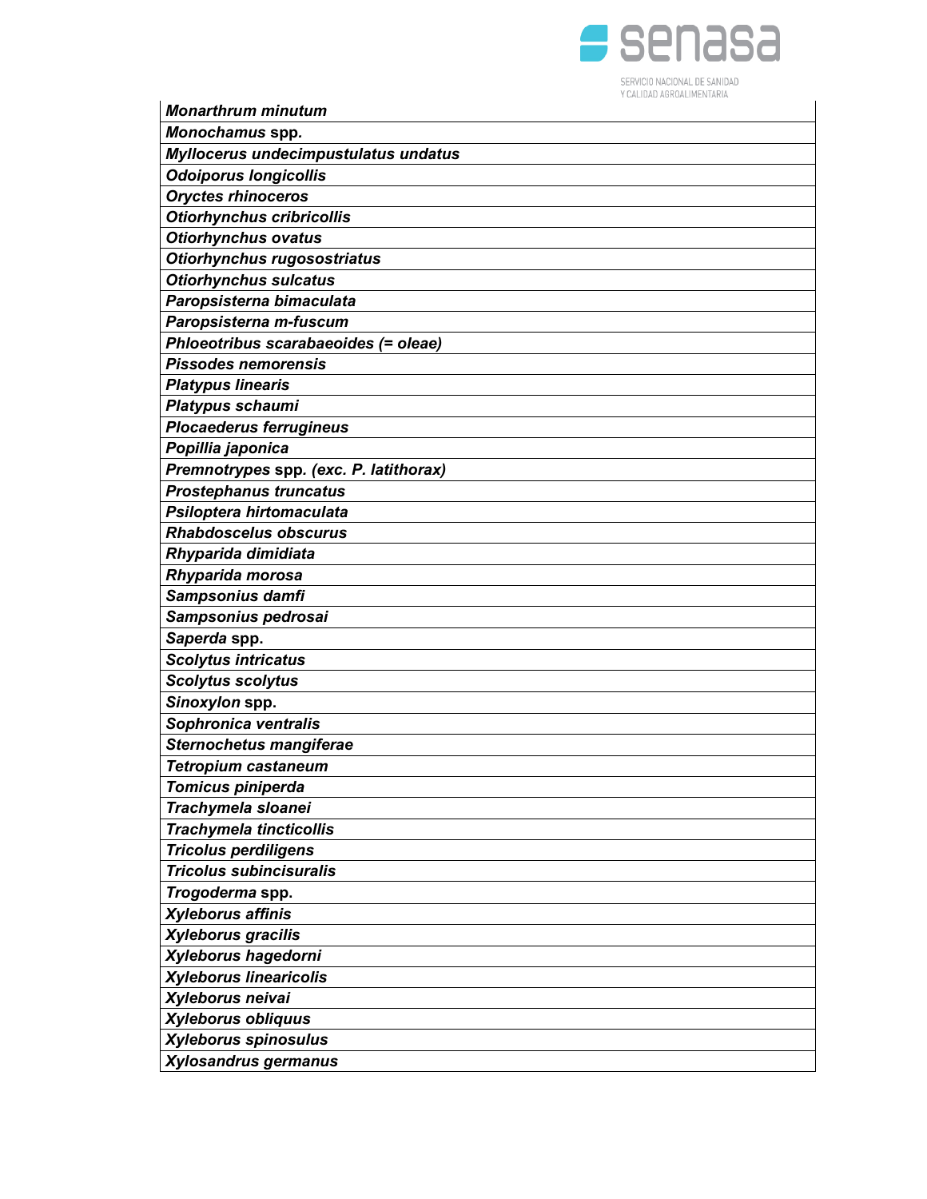| |
|---|
| ***Monarthrum minutum*** |
| ***Monochamus* spp.** |
| ***Myllocerus undecimpustulatus undatus*** |
| ***Odoiporus longicollis*** |
| ***Oryctes rhinoceros*** |
| ***Otiorhynchus cribricollis*** |
| ***Otiorhynchus ovatus*** |
| ***Otiorhynchus rugosostriatus*** |
| ***Otiorhynchus sulcatus*** |
| ***Paropsisterna bimaculata*** |
| ***Paropsisterna m-fuscum*** |
| ***Phloeotribus scarabaeoides (= oleae)*** |
| ***Pissodes nemorensis*** |
| ***Platypus linearis*** |
| ***Platypus schaumi*** |
| ***Plocaederus ferrugineus*** |
| ***Popillia japonica*** |
| ***Premnotrypes* spp. *(exc. P. latithorax)*** |
| ***Prostephanus truncatus*** |
| ***Psiloptera hirtomaculata*** |
| ***Rhabdoscelus obscurus*** |
| ***Rhyparida dimidiata*** |
| ***Rhyparida morosa*** |
| ***Sampsonius damfi*** |
| ***Sampsonius pedrosai*** |
| ***Saperda* spp.** |
| ***Scolytus intricatus*** |
| ***Scolytus scolytus*** |
| ***Sinoxylon* spp.** |
| ***Sophronica ventralis*** |
| ***Sternochetus mangiferae*** |
| ***Tetropium castaneum*** |
| ***Tomicus piniperda*** |
| ***Trachymela sloanei*** |
| ***Trachymela tincticollis*** |
| ***Tricolus perdiligens*** |
| ***Tricolus subincisuralis*** |
| ***Trogoderma* spp.** |
| ***Xyleborus affinis*** |
| ***Xyleborus gracilis*** |
| ***Xyleborus hagedorni*** |
| ***Xyleborus linearicolis*** |
| ***Xyleborus neivai*** |
| ***Xyleborus obliquus*** |
| ***Xyleborus spinosulus*** |
| ***Xylosandrus germanus*** |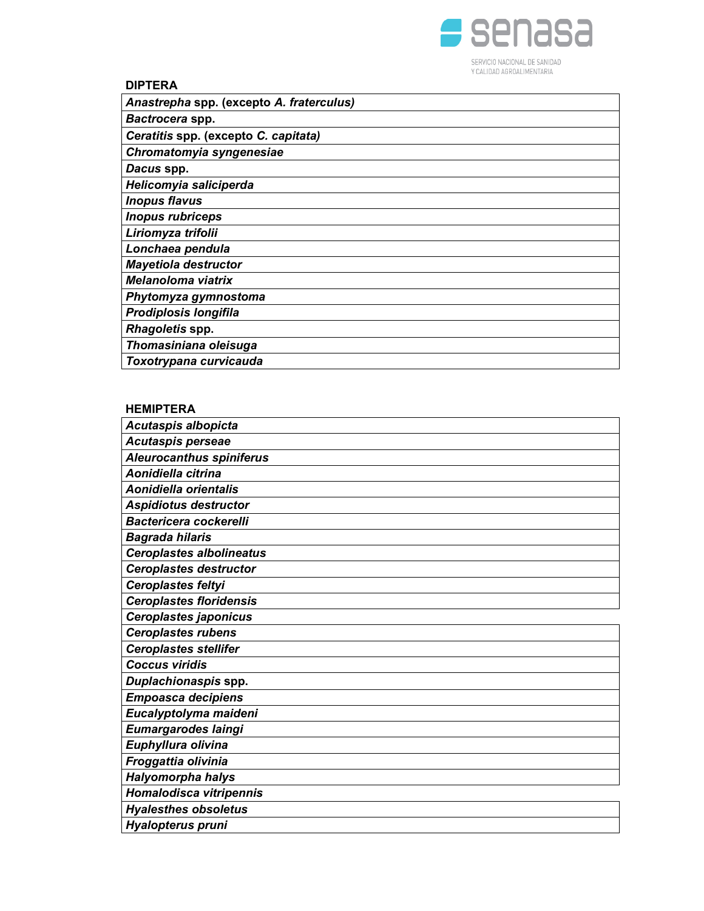**DIPTERA**

| |
|---|
| ***Anastrepha* spp. (excepto *A. fraterculus*)** |
| ***Bactrocera* spp.** |
| ***Ceratitis* spp. (excepto *C. capitata*)** |
| ***Chromatomyia syngenesiae*** |
| ***Dacus* spp.** |
| ***Helicomyia saliciperda*** |
| ***Inopus flavus*** |
| ***Inopus rubriceps*** |
| ***Liriomyza trifolii*** |
| ***Lonchaea pendula*** |
| ***Mayetiola destructor*** |
| ***Melanoloma viatrix*** |
| ***Phytomyza gymnostoma*** |
| ***Prodiplosis longifila*** |
| ***Rhagoletis* spp.** |
| ***Thomasiniana oleisuga*** |
| ***Toxotrypana curvicauda*** |

**HEMIPTERA**

| |
|---|
| ***Acutaspis albopicta*** |
| ***Acutaspis perseae*** |
| ***Aleurocanthus spiniferus*** |
| ***Aonidiella citrina*** |
| ***Aonidiella orientalis*** |
| ***Aspidiotus destructor*** |
| ***Bactericera cockerelli*** |
| ***Bagrada hilaris*** |
| ***Ceroplastes albolineatus*** |
| ***Ceroplastes destructor*** |
| ***Ceroplastes feltyi*** |
| ***Ceroplastes floridensis*** |
| ***Ceroplastes japonicus*** |
| ***Ceroplastes rubens*** |
| ***Ceroplastes stellifer*** |
| ***Coccus viridis*** |
| ***Duplachionaspis* spp.** |
| ***Empoasca decipiens*** |
| ***Eucalyptolyma maideni*** |
| ***Eumargarodes laingi*** |
| ***Euphyllura olivina*** |
| ***Froggattia olivinia*** |
| ***Halyomorpha halys*** |
| ***Homalodisca vitripennis*** |
| ***Hyalesthes obsoletus*** |
| ***Hyalopterus pruni*** |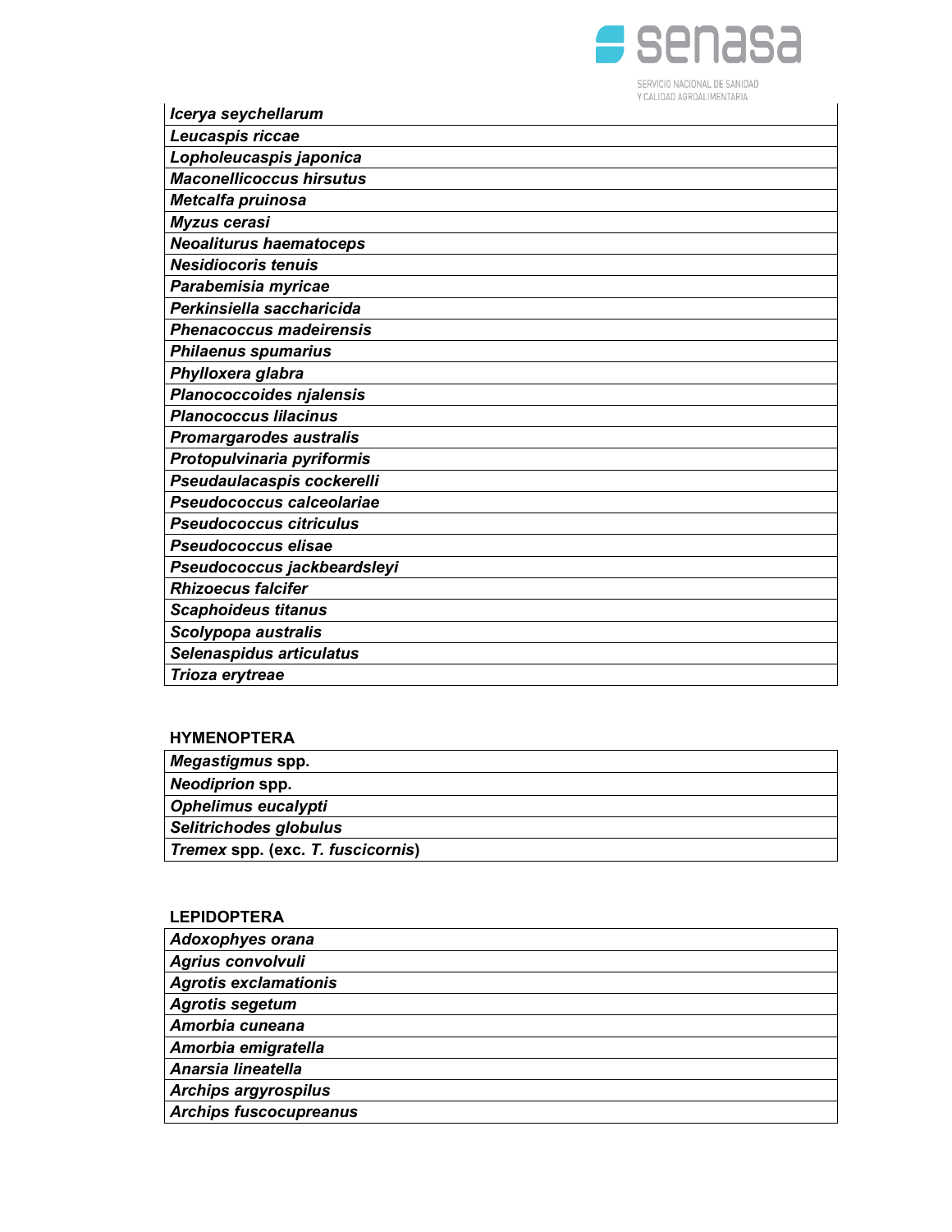| |
|---|
| ***Icerya seychellarum*** |
| ***Leucaspis riccae*** |
| ***Lopholeucaspis japonica*** |
| ***Maconellicoccus hirsutus*** |
| ***Metcalfa pruinosa*** |
| ***Myzus cerasi*** |
| ***Neoaliturus haematoceps*** |
| ***Nesidiocoris tenuis*** |
| ***Parabemisia myricae*** |
| ***Perkinsiella saccharicida*** |
| ***Phenacoccus madeirensis*** |
| ***Philaenus spumarius*** |
| ***Phylloxera glabra*** |
| ***Planococcoides njalensis*** |
| ***Planococcus lilacinus*** |
| ***Promargarodes australis*** |
| ***Protopulvinaria pyriformis*** |
| ***Pseudaulacaspis cockerelli*** |
| ***Pseudococcus calceolariae*** |
| ***Pseudococcus citriculus*** |
| ***Pseudococcus elisae*** |
| ***Pseudococcus jackbeardsleyi*** |
| ***Rhizoecus falcifer*** |
| ***Scaphoideus titanus*** |
| ***Scolypopa australis*** |
| ***Selenaspidus articulatus*** |
| ***Trioza erytreae*** |

**HYMENOPTERA**

| |
|---|
| ***Megastigmus* spp.** |
| ***Neodiprion* spp.** |
| ***Ophelimus eucalypti*** |
| ***Selitrichodes globulus*** |
| ***Tremex* spp. (exc. *T. fuscicornis*)** |

**LEPIDOPTERA**

| |
|---|
| ***Adoxophyes orana*** |
| ***Agrius convolvuli*** |
| ***Agrotis exclamationis*** |
| ***Agrotis segetum*** |
| ***Amorbia cuneana*** |
| ***Amorbia emigratella*** |
| ***Anarsia lineatella*** |
| ***Archips argyrospilus*** |
| ***Archips fuscocupreanus*** |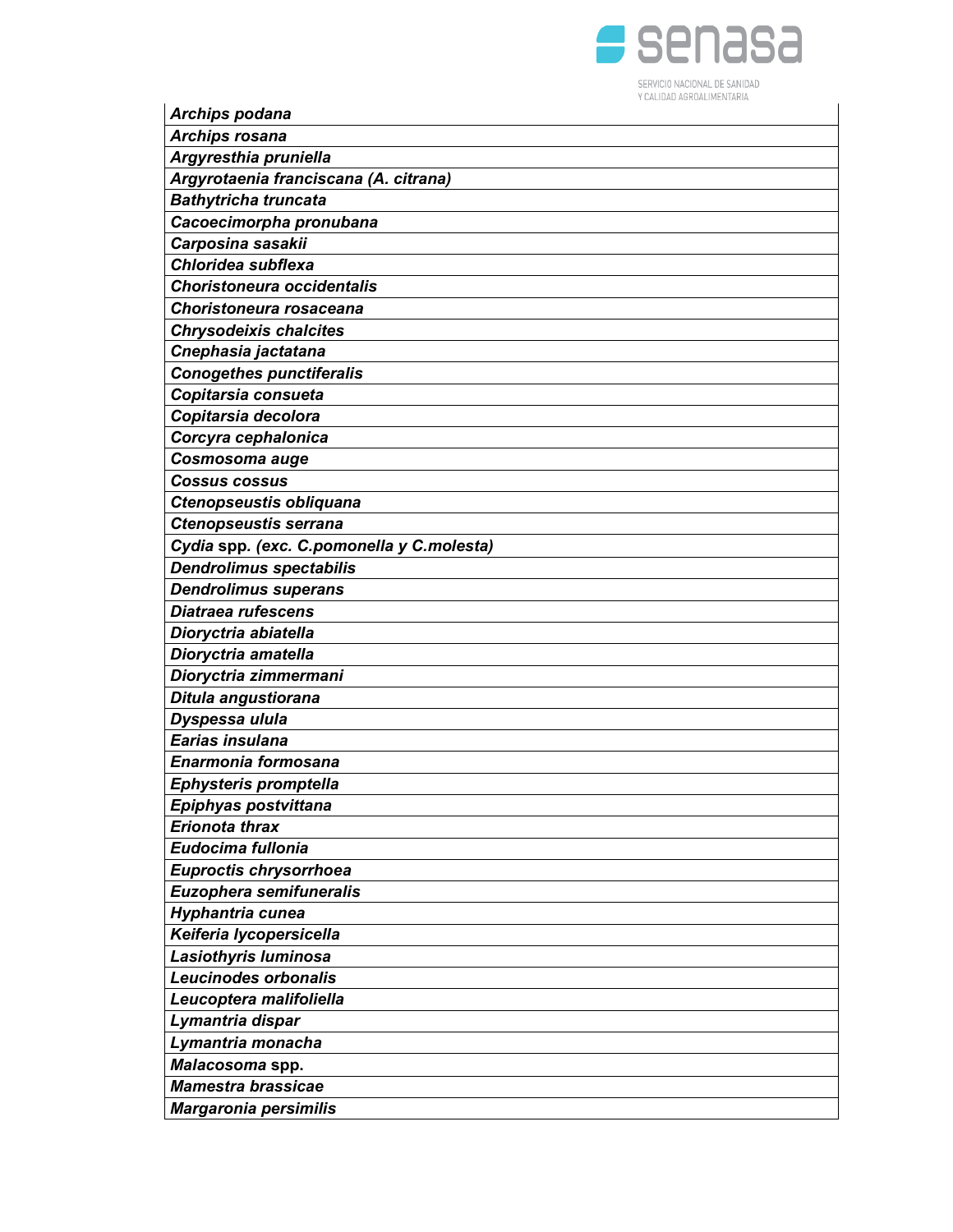| |
|---|
| ***Archips podana*** |
| ***Archips rosana*** |
| ***Argyresthia pruniella*** |
| ***Argyrotaenia franciscana (A. citrana)*** |
| ***Bathytricha truncata*** |
| ***Cacoecimorpha pronubana*** |
| ***Carposina sasakii*** |
| ***Chloridea subflexa*** |
| ***Choristoneura occidentalis*** |
| ***Choristoneura rosaceana*** |
| ***Chrysodeixis chalcites*** |
| ***Cnephasia jactatana*** |
| ***Conogethes punctiferalis*** |
| ***Copitarsia consueta*** |
| ***Copitarsia decolora*** |
| ***Corcyra cephalonica*** |
| ***Cosmosoma auge*** |
| ***Cossus cossus*** |
| ***Ctenopseustis obliquana*** |
| ***Ctenopseustis serrana*** |
| ***Cydia* spp. *(exc. C.pomonella y C.molesta)*** |
| ***Dendrolimus spectabilis*** |
| ***Dendrolimus superans*** |
| ***Diatraea rufescens*** |
| ***Dioryctria abiatella*** |
| ***Dioryctria amatella*** |
| ***Dioryctria zimmermani*** |
| ***Ditula angustiorana*** |
| ***Dyspessa ulula*** |
| ***Earias insulana*** |
| ***Enarmonia formosana*** |
| ***Ephysteris promptella*** |
| ***Epiphyas postvittana*** |
| ***Erionota thrax*** |
| ***Eudocima fullonia*** |
| ***Euproctis chrysorrhoea*** |
| ***Euzophera semifuneralis*** |
| ***Hyphantria cunea*** |
| ***Keiferia lycopersicella*** |
| ***Lasiothyris luminosa*** |
| ***Leucinodes orbonalis*** |
| ***Leucoptera malifoliella*** |
| ***Lymantria dispar*** |
| ***Lymantria monacha*** |
| ***Malacosoma* spp.** |
| ***Mamestra brassicae*** |
| ***Margaronia persimilis*** |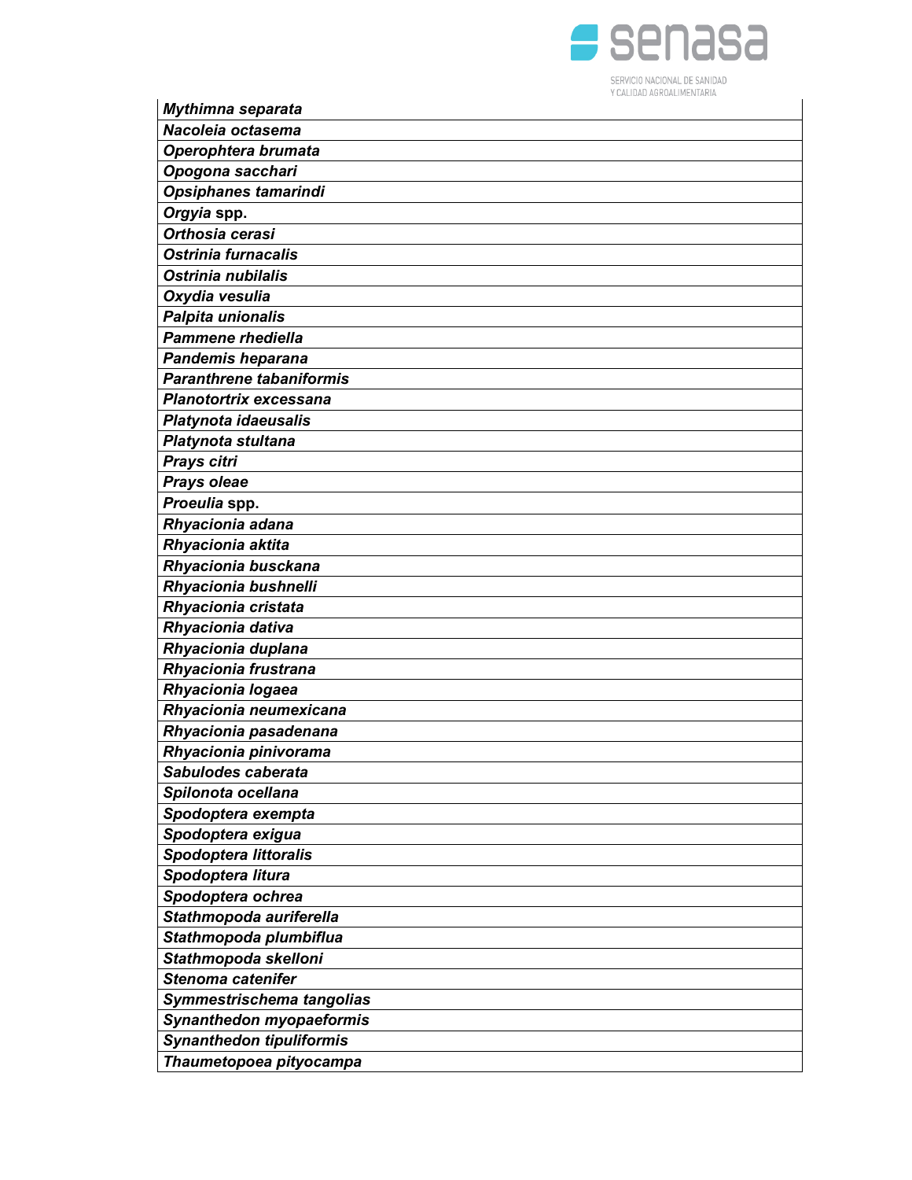| |
|---|
| ***Mythimna separata*** |
| ***Nacoleia octasema*** |
| ***Operophtera brumata*** |
| ***Opogona sacchari*** |
| ***Opsiphanes tamarindi*** |
| ***Orgyia* spp.** |
| ***Orthosia cerasi*** |
| ***Ostrinia furnacalis*** |
| ***Ostrinia nubilalis*** |
| ***Oxydia vesulia*** |
| ***Palpita unionalis*** |
| ***Pammene rhediella*** |
| ***Pandemis heparana*** |
| ***Paranthrene tabaniformis*** |
| ***Planotortrix excessana*** |
| ***Platynota idaeusalis*** |
| ***Platynota stultana*** |
| ***Prays citri*** |
| ***Prays oleae*** |
| ***Proeulia* spp.** |
| ***Rhyacionia adana*** |
| ***Rhyacionia aktita*** |
| ***Rhyacionia busckana*** |
| ***Rhyacionia bushnelli*** |
| ***Rhyacionia cristata*** |
| ***Rhyacionia dativa*** |
| ***Rhyacionia duplana*** |
| ***Rhyacionia frustrana*** |
| ***Rhyacionia logaea*** |
| ***Rhyacionia neumexicana*** |
| ***Rhyacionia pasadenana*** |
| ***Rhyacionia pinivorama*** |
| ***Sabulodes caberata*** |
| ***Spilonota ocellana*** |
| ***Spodoptera exempta*** |
| ***Spodoptera exigua*** |
| ***Spodoptera littoralis*** |
| ***Spodoptera litura*** |
| ***Spodoptera ochrea*** |
| ***Stathmopoda auriferella*** |
| ***Stathmopoda plumbiflua*** |
| ***Stathmopoda skelloni*** |
| ***Stenoma catenifer*** |
| ***Symmestrischema tangolias*** |
| ***Synanthedon myopaeformis*** |
| ***Synanthedon tipuliformis*** |
| ***Thaumetopoea pityocampa*** |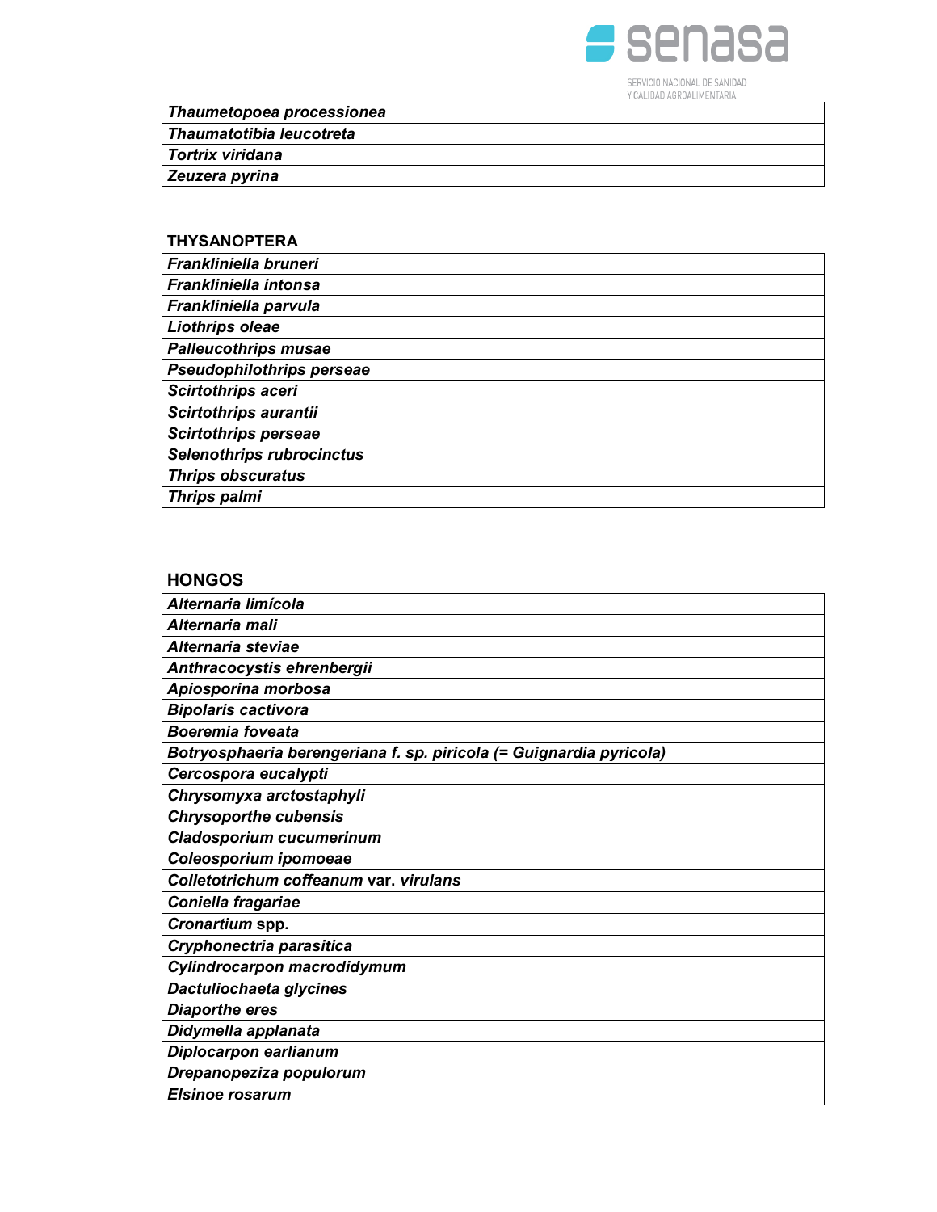| *Thaumetopoea processionea* |
|---|
| *Thaumatotibia leucotreta* |
| *Tortrix viridana* |
| *Zeuzera pyrina* |

**THYSANOPTERA**

| *Frankliniella bruneri* |
|---|
| *Frankliniella intonsa* |
| *Frankliniella parvula* |
| *Liothrips oleae* |
| *Palleucothrips musae* |
| *Pseudophilothrips perseae* |
| *Scirtothrips aceri* |
| *Scirtothrips aurantii* |
| *Scirtothrips perseae* |
| *Selenothrips rubrocinctus* |
| *Thrips obscuratus* |
| *Thrips palmi* |

**HONGOS**

| *Alternaria limícola* |
|---|
| *Alternaria mali* |
| *Alternaria steviae* |
| *Anthracocystis ehrenbergii* |
| *Apiosporina morbosa* |
| *Bipolaris cactivora* |
| *Boeremia foveata* |
| *Botryosphaeria berengeriana f. sp. piricola (= Guignardia pyricola)* |
| *Cercospora eucalypti* |
| *Chrysomyxa arctostaphyli* |
| *Chrysoporthe cubensis* |
| *Cladosporium cucumerinum* |
| *Coleosporium ipomoeae* |
| *Colletotrichum coffeanum* var. *virulans* |
| *Coniella fragariae* |
| *Cronartium* spp. |
| *Cryphonectria parasitica* |
| *Cylindrocarpon macrodidymum* |
| *Dactuliochaeta glycines* |
| *Diaporthe eres* |
| *Didymella applanata* |
| *Diplocarpon earlianum* |
| *Drepanopeziza populorum* |
| *Elsinoe rosarum* |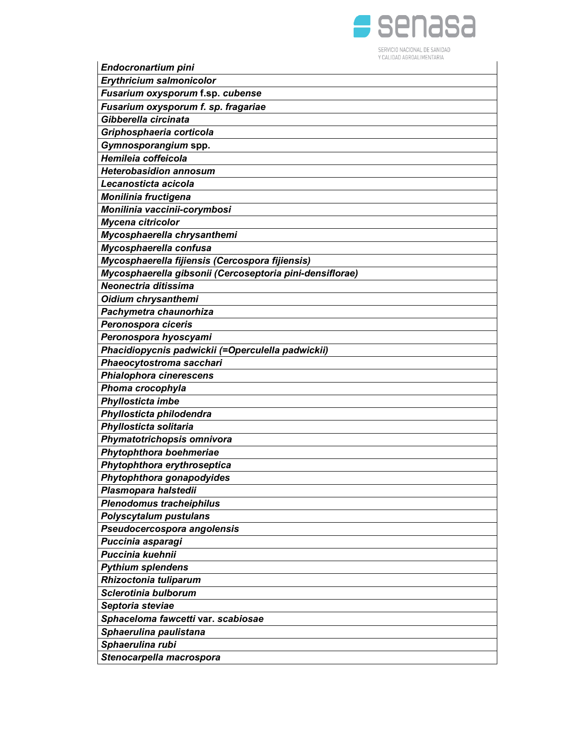| |
|---|
| ***Endocronartium pini*** |
| ***Erythricium salmonicolor*** |
| ***Fusarium oxysporum* f.sp. *cubense*** |
| ***Fusarium oxysporum f. sp. fragariae*** |
| ***Gibberella circinata*** |
| ***Griphosphaeria corticola*** |
| ***Gymnosporangium* spp.** |
| ***Hemileia coffeicola*** |
| ***Heterobasidion annosum*** |
| ***Lecanosticta acicola*** |
| ***Monilinia fructigena*** |
| ***Monilinia vaccinii-corymbosi*** |
| ***Mycena citricolor*** |
| ***Mycosphaerella chrysanthemi*** |
| ***Mycosphaerella confusa*** |
| ***Mycosphaerella fijiensis (Cercospora fijiensis)*** |
| ***Mycosphaerella gibsonii (Cercoseptoria pini-densiflorae)*** |
| ***Neonectria ditissima*** |
| ***Oidium chrysanthemi*** |
| ***Pachymetra chaunorhiza*** |
| ***Peronospora ciceris*** |
| ***Peronospora hyoscyami*** |
| ***Phacidiopycnis padwickii (=Operculella padwickii)*** |
| ***Phaeocytostroma sacchari*** |
| ***Phialophora cinerescens*** |
| ***Phoma crocophyla*** |
| ***Phyllosticta imbe*** |
| ***Phyllosticta philodendra*** |
| ***Phyllosticta solitaria*** |
| ***Phymatotrichopsis omnivora*** |
| ***Phytophthora boehmeriae*** |
| ***Phytophthora erythroseptica*** |
| ***Phytophthora gonapodyides*** |
| ***Plasmopara halstedii*** |
| ***Plenodomus tracheiphilus*** |
| ***Polyscytalum pustulans*** |
| ***Pseudocercospora angolensis*** |
| ***Puccinia asparagi*** |
| ***Puccinia kuehnii*** |
| ***Pythium splendens*** |
| ***Rhizoctonia tuliparum*** |
| ***Sclerotinia bulborum*** |
| ***Septoria steviae*** |
| ***Sphaceloma fawcetti* var. *scabiosae*** |
| ***Sphaerulina paulistana*** |
| ***Sphaerulina rubi*** |
| ***Stenocarpella macrospora*** |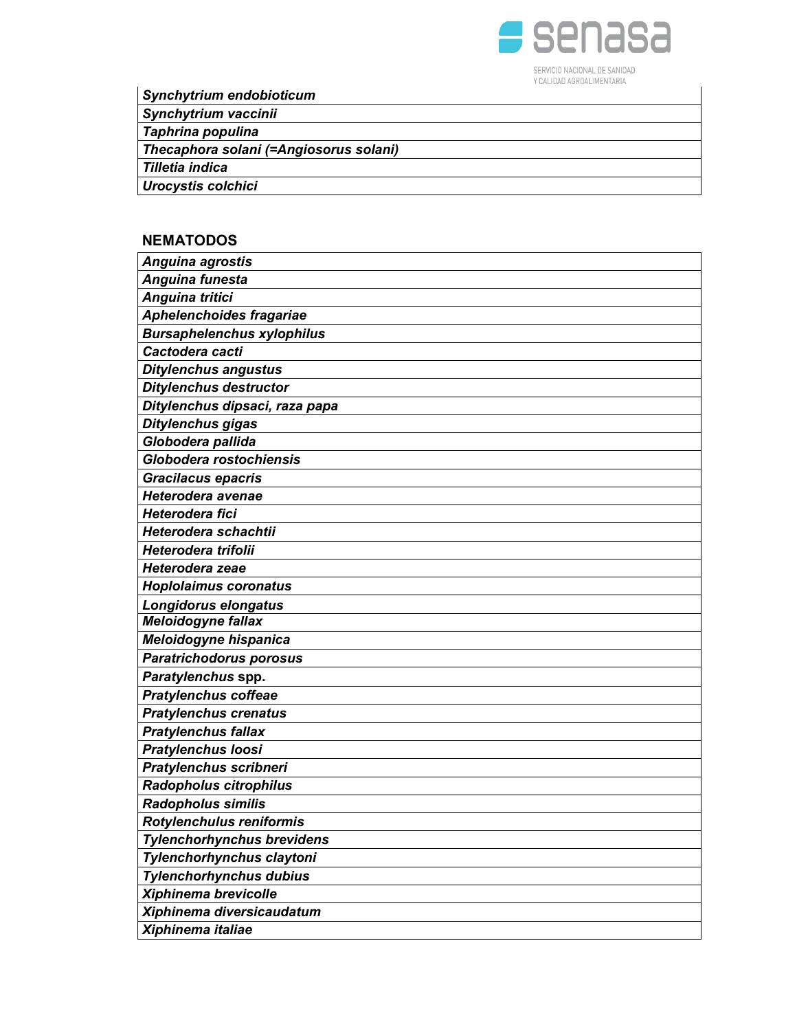| |
|---|
| ***Synchytrium endobioticum*** |
| ***Synchytrium vaccinii*** |
| ***Taphrina populina*** |
| ***Thecaphora solani (=Angiosorus solani)*** |
| ***Tilletia indica*** |
| ***Urocystis colchici*** |

**NEMATODOS**

| |
|---|
| ***Anguina agrostis*** |
| ***Anguina funesta*** |
| ***Anguina tritici*** |
| ***Aphelenchoides fragariae*** |
| ***Bursaphelenchus xylophilus*** |
| ***Cactodera cacti*** |
| ***Ditylenchus angustus*** |
| ***Ditylenchus destructor*** |
| ***Ditylenchus dipsaci, raza papa*** |
| ***Ditylenchus gigas*** |
| ***Globodera pallida*** |
| ***Globodera rostochiensis*** |
| ***Gracilacus epacris*** |
| ***Heterodera avenae*** |
| ***Heterodera fici*** |
| ***Heterodera schachtii*** |
| ***Heterodera trifolii*** |
| ***Heterodera zeae*** |
| ***Hoplolaimus coronatus*** |
| ***Longidorus elongatus*** |
| ***Meloidogyne fallax*** |
| ***Meloidogyne hispanica*** |
| ***Paratrichodorus porosus*** |
| ***Paratylenchus* spp.** |
| ***Pratylenchus coffeae*** |
| ***Pratylenchus crenatus*** |
| ***Pratylenchus fallax*** |
| ***Pratylenchus loosi*** |
| ***Pratylenchus scribneri*** |
| ***Radopholus citrophilus*** |
| ***Radopholus similis*** |
| ***Rotylenchulus reniformis*** |
| ***Tylenchorhynchus brevidens*** |
| ***Tylenchorhynchus claytoni*** |
| ***Tylenchorhynchus dubius*** |
| ***Xiphinema brevicolle*** |
| ***Xiphinema diversicaudatum*** |
| ***Xiphinema italiae*** |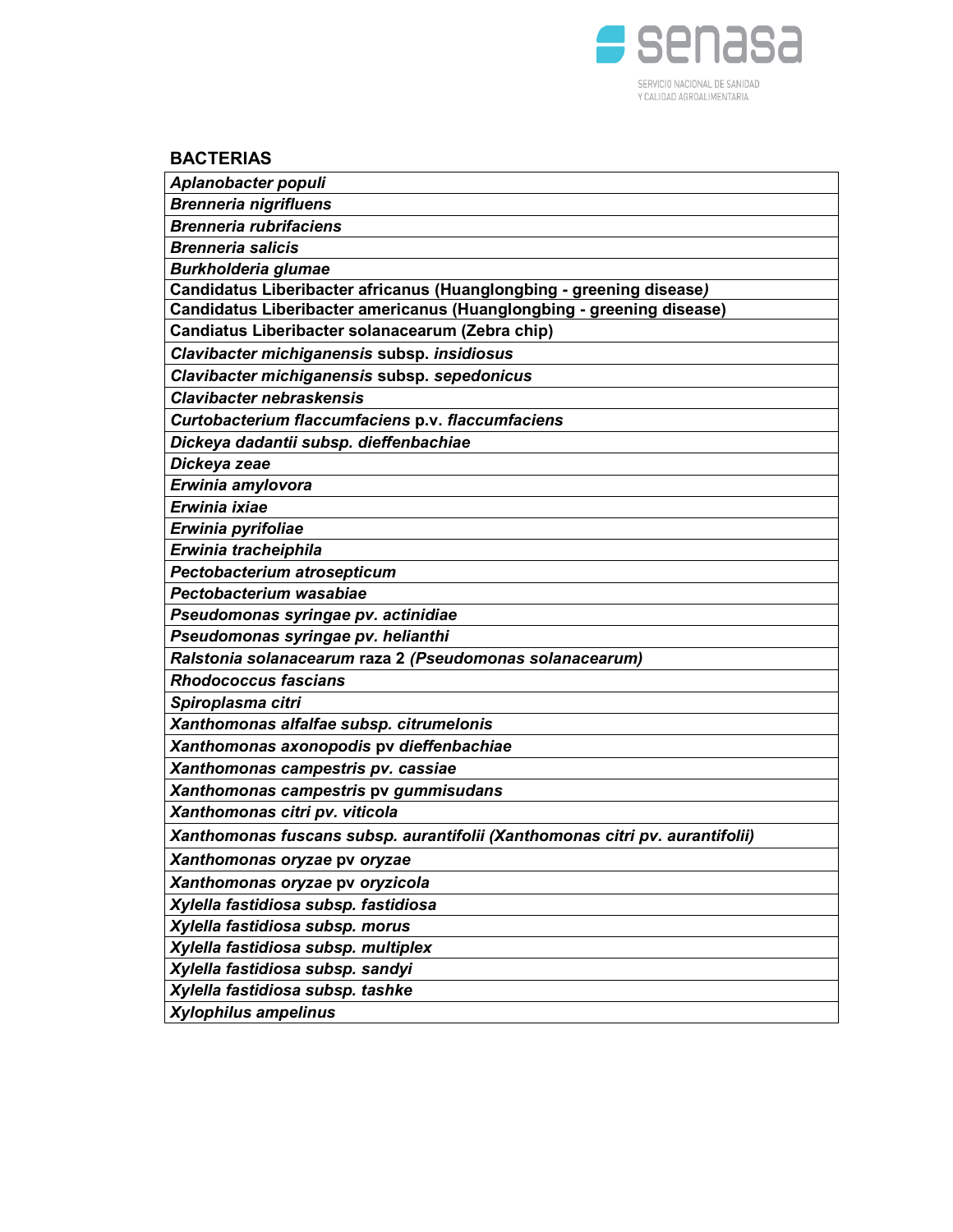## BACTERIAS

| *Aplanobacter populi* |
|---|
| *Brenneria nigrifluens* |
| *Brenneria rubrifaciens* |
| *Brenneria salicis* |
| *Burkholderia glumae* |
| **Candidatus Liberibacter africanus (Huanglongbing - greening disease*)*** |
| **Candidatus Liberibacter americanus (Huanglongbing - greening disease)** |
| **Candiatus Liberibacter solanacearum (Zebra chip)** |
| ***Clavibacter michiganensis* subsp. *insidiosus*** |
| ***Clavibacter michiganensis* subsp. *sepedonicus*** |
| ***Clavibacter nebraskensis*** |
| ***Curtobacterium flaccumfaciens* p.v. *flaccumfaciens*** |
| ***Dickeya dadantii subsp. dieffenbachiae*** |
| ***Dickeya zeae*** |
| ***Erwinia amylovora*** |
| ***Erwinia ixiae*** |
| ***Erwinia pyrifoliae*** |
| ***Erwinia tracheiphila*** |
| ***Pectobacterium atrosepticum*** |
| ***Pectobacterium wasabiae*** |
| ***Pseudomonas syringae pv. actinidiae*** |
| ***Pseudomonas syringae pv. helianthi*** |
| ***Ralstonia solanacearum* raza 2 *(Pseudomonas solanacearum)*** |
| ***Rhodococcus fascians*** |
| ***Spiroplasma citri*** |
| ***Xanthomonas alfalfae subsp. citrumelonis*** |
| ***Xanthomonas axonopodis* pv *dieffenbachiae*** |
| ***Xanthomonas campestris pv. cassiae*** |
| ***Xanthomonas campestris* pv *gummisudans*** |
| ***Xanthomonas citri pv. viticola*** |
| ***Xanthomonas fuscans subsp. aurantifolii (Xanthomonas citri pv. aurantifolii)*** |
| ***Xanthomonas oryzae* pv *oryzae*** |
| ***Xanthomonas oryzae* pv *oryzicola*** |
| ***Xylella fastidiosa subsp. fastidiosa*** |
| ***Xylella fastidiosa subsp. morus*** |
| ***Xylella fastidiosa subsp. multiplex*** |
| ***Xylella fastidiosa subsp. sandyi*** |
| ***Xylella fastidiosa subsp. tashke*** |
| ***Xylophilus ampelinus*** |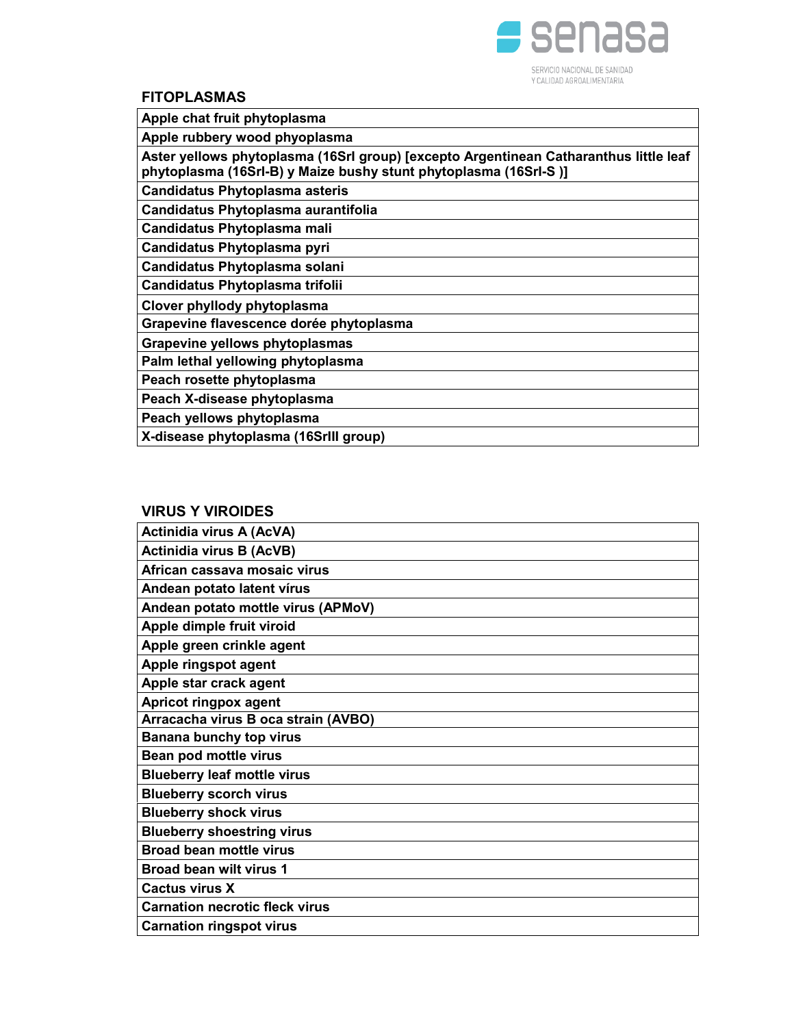## FITOPLASMAS

| Apple chat fruit phytoplasma |
|---|
| Apple rubbery wood phyoplasma |
| Aster yellows phytoplasma (16SrI group) [excepto Argentinean Catharanthus little leaf phytoplasma (16SrI-B) y Maize bushy stunt phytoplasma (16SrI-S )] |
| Candidatus Phytoplasma asteris |
| Candidatus Phytoplasma aurantifolia |
| Candidatus Phytoplasma mali |
| Candidatus Phytoplasma pyri |
| Candidatus Phytoplasma solani |
| Candidatus Phytoplasma trifolii |
| Clover phyllody phytoplasma |
| Grapevine flavescence dorée phytoplasma |
| Grapevine yellows phytoplasmas |
| Palm lethal yellowing phytoplasma |
| Peach rosette phytoplasma |
| Peach X-disease phytoplasma |
| Peach yellows phytoplasma |
| X-disease phytoplasma (16SrIII group) |

## VIRUS Y VIROIDES

| Actinidia virus A (AcVA) |
|---|
| Actinidia virus B (AcVB) |
| African cassava mosaic virus |
| Andean potato latent vírus |
| Andean potato mottle virus (APMoV) |
| Apple dimple fruit viroid |
| Apple green crinkle agent |
| Apple ringspot agent |
| Apple star crack agent |
| Apricot ringpox agent |
| Arracacha virus B oca strain (AVBO) |
| Banana bunchy top virus |
| Bean pod mottle virus |
| Blueberry leaf mottle virus |
| Blueberry scorch virus |
| Blueberry shock virus |
| Blueberry shoestring virus |
| Broad bean mottle virus |
| Broad bean wilt virus 1 |
| Cactus virus X |
| Carnation necrotic fleck virus |
| Carnation ringspot virus |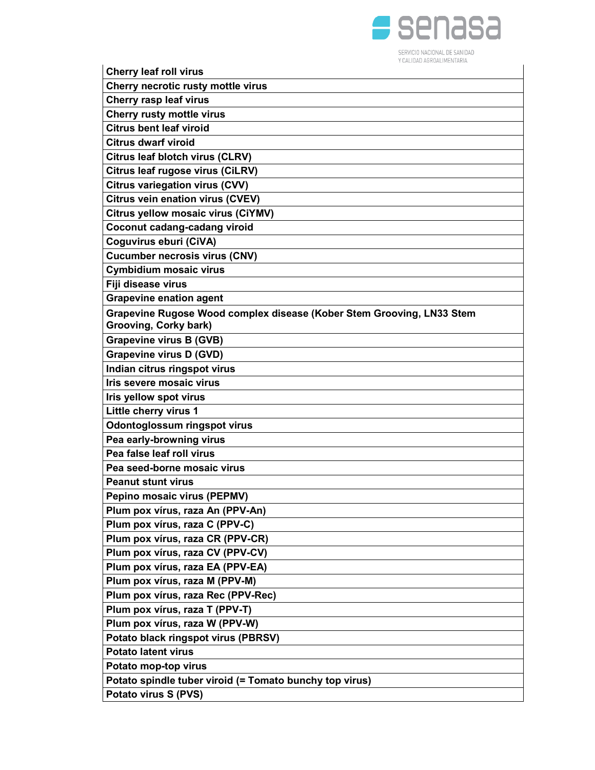| **Cherry leaf roll virus** |
|---|
| **Cherry necrotic rusty mottle virus** |
| **Cherry rasp leaf virus** |
| **Cherry rusty mottle virus** |
| **Citrus bent leaf viroid** |
| **Citrus dwarf viroid** |
| **Citrus leaf blotch virus (CLRV)** |
| **Citrus leaf rugose virus (CiLRV)** |
| **Citrus variegation virus (CVV)** |
| **Citrus vein enation virus (CVEV)** |
| **Citrus yellow mosaic virus (CiYMV)** |
| **Coconut cadang-cadang viroid** |
| **Coguvirus eburi (CiVA)** |
| **Cucumber necrosis virus (CNV)** |
| **Cymbidium mosaic virus** |
| **Fiji disease virus** |
| **Grapevine enation agent** |
| **Grapevine Rugose Wood complex disease (Kober Stem Grooving, LN33 Stem Grooving, Corky bark)** |
| **Grapevine virus B (GVB)** |
| **Grapevine virus D (GVD)** |
| **Indian citrus ringspot virus** |
| **Iris severe mosaic virus** |
| **Iris yellow spot virus** |
| **Little cherry virus 1** |
| **Odontoglossum ringspot virus** |
| **Pea early-browning virus** |
| **Pea false leaf roll virus** |
| **Pea seed-borne mosaic virus** |
| **Peanut stunt virus** |
| **Pepino mosaic virus (PEPMV)** |
| **Plum pox vírus, raza An (PPV-An)** |
| **Plum pox vírus, raza C (PPV-C)** |
| **Plum pox vírus, raza CR (PPV-CR)** |
| **Plum pox vírus, raza CV (PPV-CV)** |
| **Plum pox vírus, raza EA (PPV-EA)** |
| **Plum pox vírus, raza M (PPV-M)** |
| **Plum pox vírus, raza Rec (PPV-Rec)** |
| **Plum pox vírus, raza T (PPV-T)** |
| **Plum pox vírus, raza W (PPV-W)** |
| **Potato black ringspot virus (PBRSV)** |
| **Potato latent virus** |
| **Potato mop-top virus** |
| **Potato spindle tuber viroid (= Tomato bunchy top virus)** |
| **Potato virus S (PVS)** |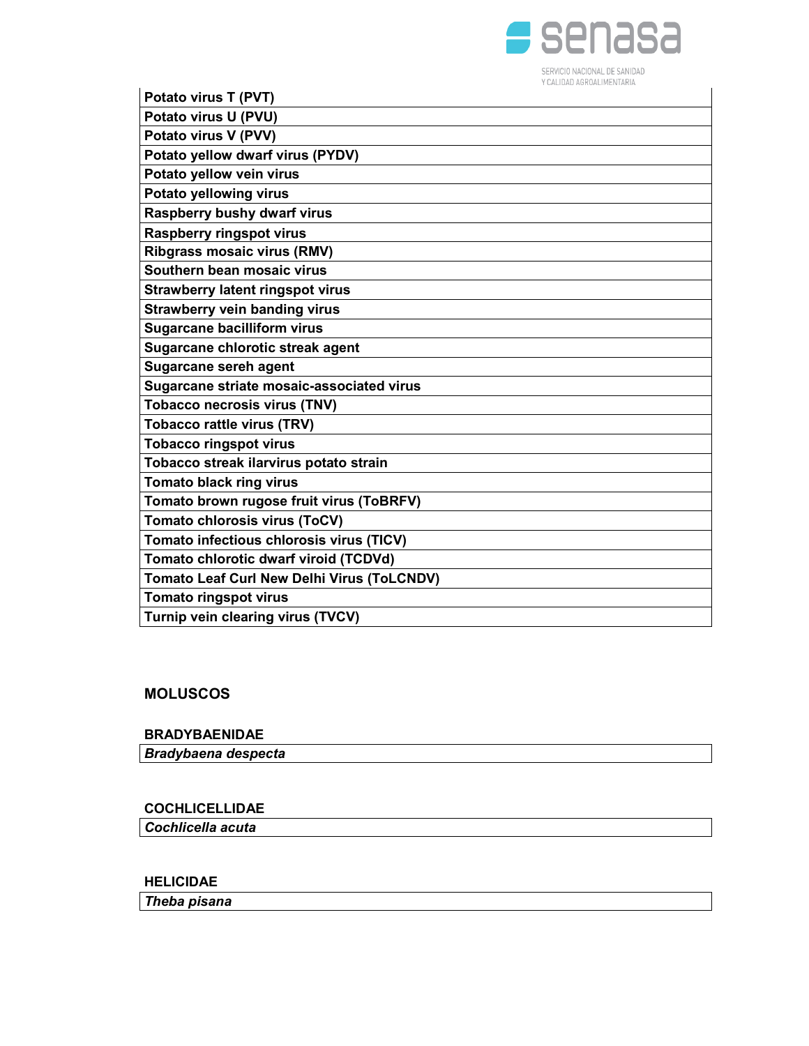| **Potato virus T (PVT)** |
| --- |
| **Potato virus U (PVU)** |
| **Potato virus V (PVV)** |
| **Potato yellow dwarf virus (PYDV)** |
| **Potato yellow vein virus** |
| **Potato yellowing virus** |
| **Raspberry bushy dwarf virus** |
| **Raspberry ringspot virus** |
| **Ribgrass mosaic virus (RMV)** |
| **Southern bean mosaic virus** |
| **Strawberry latent ringspot virus** |
| **Strawberry vein banding virus** |
| **Sugarcane bacilliform virus** |
| **Sugarcane chlorotic streak agent** |
| **Sugarcane sereh agent** |
| **Sugarcane striate mosaic-associated virus** |
| **Tobacco necrosis virus (TNV)** |
| **Tobacco rattle virus (TRV)** |
| **Tobacco ringspot virus** |
| **Tobacco streak ilarvirus potato strain** |
| **Tomato black ring virus** |
| **Tomato brown rugose fruit virus (ToBRFV)** |
| **Tomato chlorosis virus (ToCV)** |
| **Tomato infectious chlorosis virus (TICV)** |
| **Tomato chlorotic dwarf viroid (TCDVd)** |
| **Tomato Leaf Curl New Delhi Virus (ToLCNDV)** |
| **Tomato ringspot virus** |
| **Turnip vein clearing virus (TVCV)** |

## MOLUSCOS

### BRADYBAENIDAE

| ***Bradybaena despecta*** |
| --- |

### COCHLICELLIDAE

| ***Cochlicella acuta*** |
| --- |

### HELICIDAE

| ***Theba pisana*** |
| --- |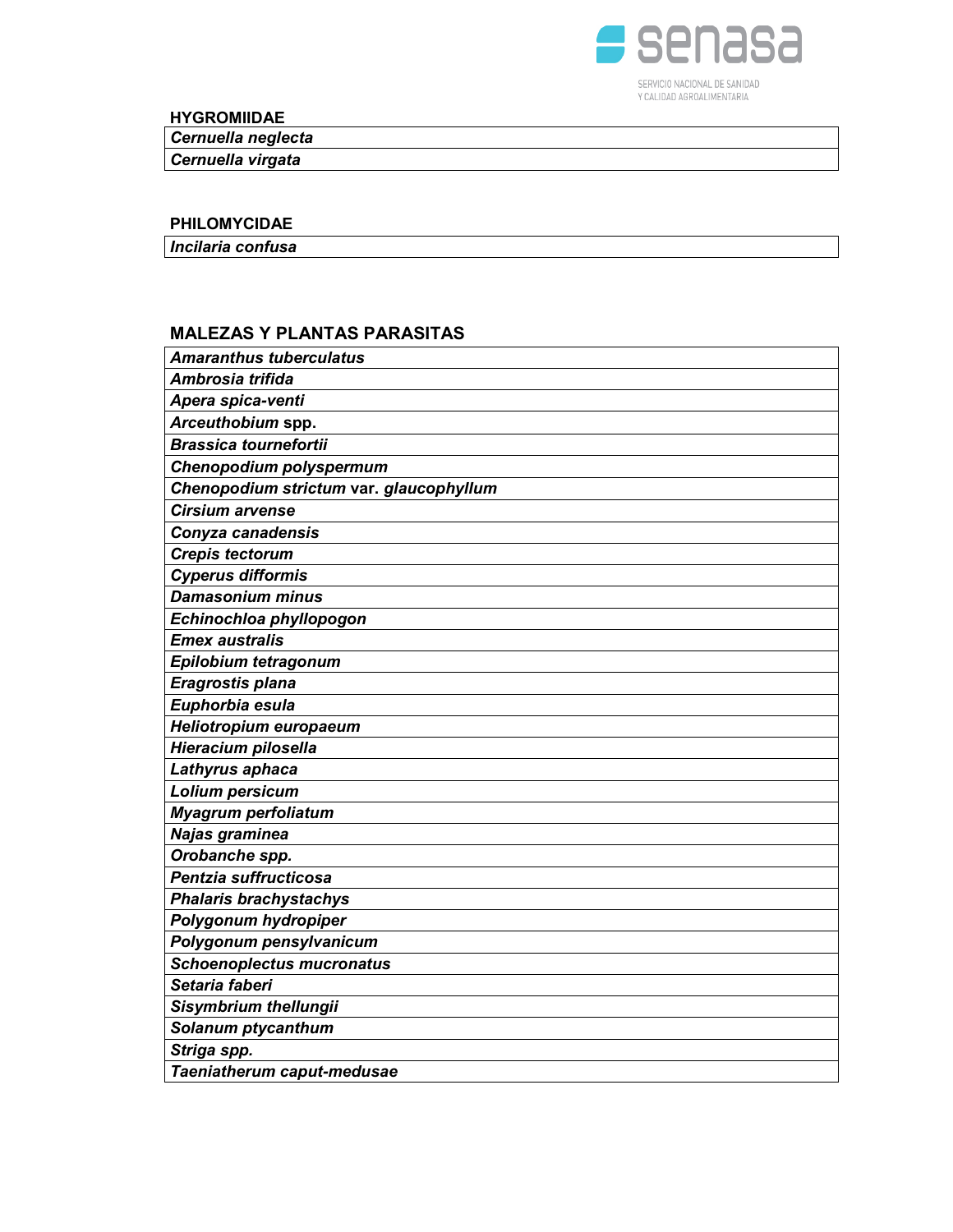**HYGROMIIDAE**

| *Cernuella neglecta* |
|---|
| *Cernuella virgata* |

**PHILOMYCIDAE**

| *Incilaria confusa* |
|---|

## MALEZAS Y PLANTAS PARASITAS

| *Amaranthus tuberculatus* |
|---|
| *Ambrosia trifida* |
| *Apera spica-venti* |
| *Arceuthobium* spp. |
| *Brassica tournefortii* |
| *Chenopodium polyspermum* |
| *Chenopodium strictum* var. *glaucophyllum* |
| *Cirsium arvense* |
| *Conyza canadensis* |
| *Crepis tectorum* |
| *Cyperus difformis* |
| *Damasonium minus* |
| *Echinochloa phyllopogon* |
| *Emex australis* |
| *Epilobium tetragonum* |
| *Eragrostis plana* |
| *Euphorbia esula* |
| *Heliotropium europaeum* |
| *Hieracium pilosella* |
| *Lathyrus aphaca* |
| *Lolium persicum* |
| *Myagrum perfoliatum* |
| *Najas graminea* |
| *Orobanche spp.* |
| *Pentzia suffructicosa* |
| *Phalaris brachystachys* |
| *Polygonum hydropiper* |
| *Polygonum pensylvanicum* |
| *Schoenoplectus mucronatus* |
| *Setaria faberi* |
| *Sisymbrium thellungii* |
| *Solanum ptycanthum* |
| *Striga spp.* |
| *Taeniatherum caput-medusae* |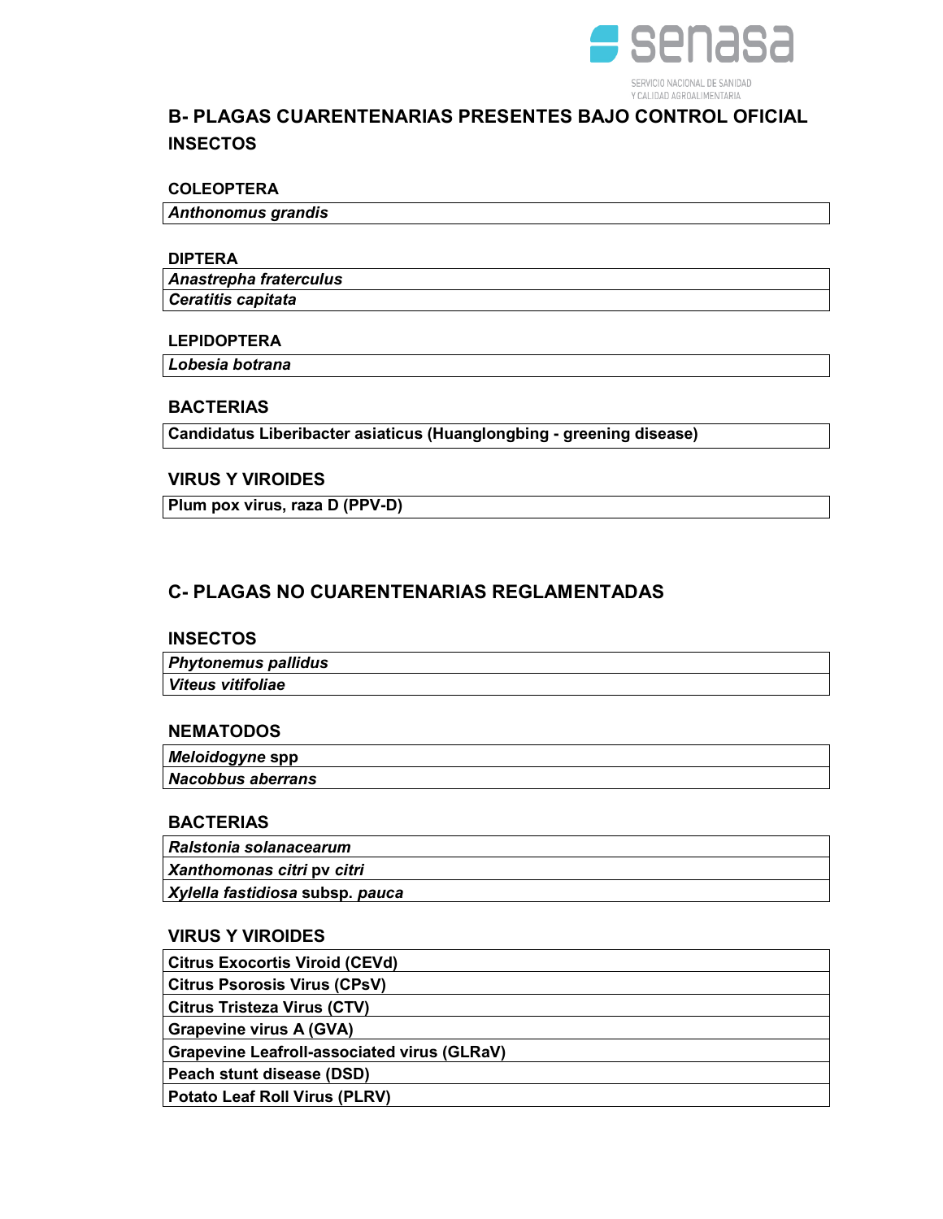## B- PLAGAS CUARENTENARIAS PRESENTES BAJO CONTROL OFICIAL

### INSECTOS

#### COLEOPTERA

| ***Anthonomus grandis*** |
|---|

#### DIPTERA

| ***Anastrepha fraterculus*** |
|---|
| ***Ceratitis capitata*** |

#### LEPIDOPTERA

| ***Lobesia botrana*** |
|---|

### BACTERIAS

| **Candidatus Liberibacter asiaticus (Huanglongbing - greening disease)** |
|---|

### VIRUS Y VIROIDES

| **Plum pox virus, raza D (PPV-D)** |
|---|

## C- PLAGAS NO CUARENTENARIAS REGLAMENTADAS

### INSECTOS

| ***Phytonemus pallidus*** |
|---|
| ***Viteus vitifoliae*** |

### NEMATODOS

| ***Meloidogyne* spp** |
|---|
| ***Nacobbus aberrans*** |

### BACTERIAS

| ***Ralstonia solanacearum*** |
|---|
| ***Xanthomonas citri* pv *citri*** |
| ***Xylella fastidiosa* subsp. *pauca*** |

### VIRUS Y VIROIDES

| **Citrus Exocortis Viroid (CEVd)** |
|---|
| **Citrus Psorosis Virus (CPsV)** |
| **Citrus Tristeza Virus (CTV)** |
| **Grapevine virus A (GVA)** |
| **Grapevine Leafroll-associated virus (GLRaV)** |
| **Peach stunt disease (DSD)** |
| **Potato Leaf Roll Virus (PLRV)** |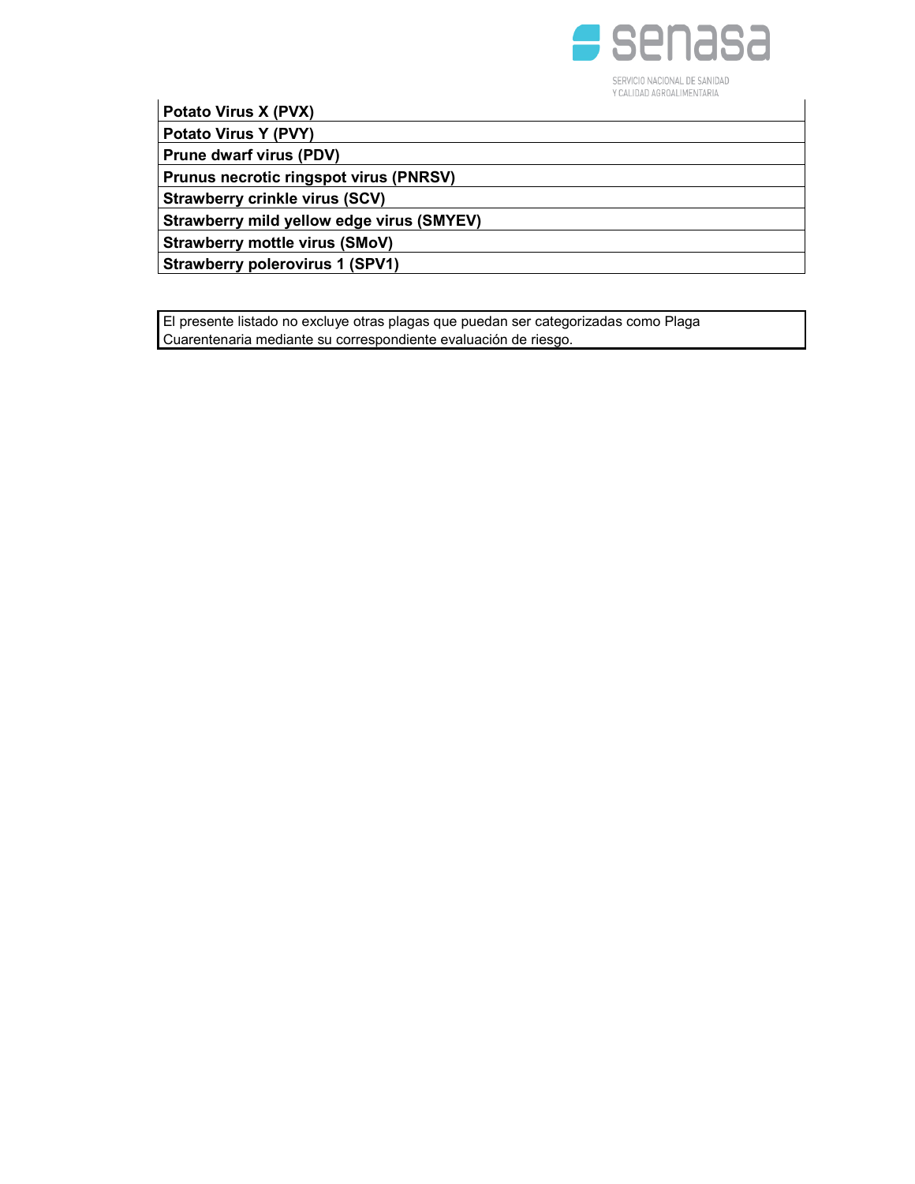| |
|---|
| **Potato Virus X (PVX)** |
| **Potato Virus Y (PVY)** |
| **Prune dwarf virus (PDV)** |
| **Prunus necrotic ringspot virus (PNRSV)** |
| **Strawberry crinkle virus (SCV)** |
| **Strawberry mild yellow edge virus (SMYEV)** |
| **Strawberry mottle virus (SMoV)** |
| **Strawberry polerovirus 1 (SPV1)** |

El presente listado no excluye otras plagas que puedan ser categorizadas como Plaga Cuarentenaria mediante su correspondiente evaluación de riesgo.